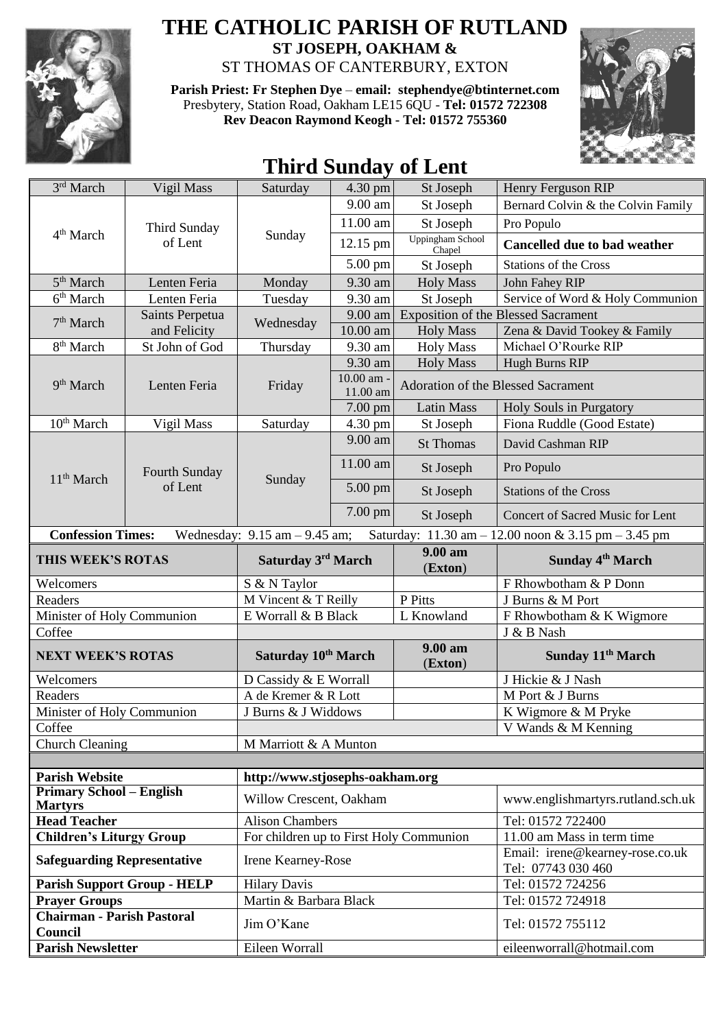# THE CATHOLIC PARISH OF RUTLAND

**ST JOSEPH, OAKHAM &**

ST THOMAS OF CANTERBURY, EXTON

**Parish Priest: Fr Stephen Dye** – **email: stephendye@btinternet.com**

Presbytery, Station Road, Oakham LE15 6QU - **Tel: 01572 722308**

**Rev Deacon Raymond Keogh - Tel: 01572 755360**

# Third Sunday of Lent

| | | | | | |
|---|---|---|---|---|---|
| 3rd March | Vigil Mass | Saturday | 4.30 pm | St Joseph | Henry Ferguson RIP |
| 4th March | Third Sunday of Lent | Sunday | 9.00 am | St Joseph | Bernard Colvin & the Colvin Family |
| | | | 11.00 am | St Joseph | Pro Populo |
| | | | 12.15 pm | Uppingham School Chapel | **Cancelled due to bad weather** |
| | | | 5.00 pm | St Joseph | Stations of the Cross |
| 5th March | Lenten Feria | Monday | 9.30 am | Holy Mass | John Fahey RIP |
| 6th March | Lenten Feria | Tuesday | 9.30 am | St Joseph | Service of Word & Holy Communion |
| 7th March | Saints Perpetua and Felicity | Wednesday | 9.00 am | Exposition of the Blessed Sacrament | |
| | | | 10.00 am | Holy Mass | Zena & David Tookey & Family |
| 8th March | St John of God | Thursday | 9.30 am | Holy Mass | Michael O'Rourke RIP |
| 9th March | Lenten Feria | Friday | 9.30 am | Holy Mass | Hugh Burns RIP |
| | | | 10.00 am - 11.00 am | Adoration of the Blessed Sacrament | |
| | | | 7.00 pm | Latin Mass | Holy Souls in Purgatory |
| 10th March | Vigil Mass | Saturday | 4.30 pm | St Joseph | Fiona Ruddle (Good Estate) |
| 11th March | Fourth Sunday of Lent | Sunday | 9.00 am | St Thomas | David Cashman RIP |
| | | | 11.00 am | St Joseph | Pro Populo |
| | | | 5.00 pm | St Joseph | Stations of the Cross |
| | | | 7.00 pm | St Joseph | Concert of Sacred Music for Lent |

**Confession Times:** Wednesday: 9.15 am – 9.45 am; Saturday: 11.30 am – 12.00 noon & 3.15 pm – 3.45 pm

| **THIS WEEK'S ROTAS** | **Saturday 3rd March** | **9.00 am (Exton)** | **Sunday 4th March** |
|---|---|---|---|
| Welcomers | S & N Taylor | | F Rhowbotham & P Donn |
| Readers | M Vincent & T Reilly | P Pitts | J Burns & M Port |
| Minister of Holy Communion | E Worrall & B Black | L Knowland | F Rhowbotham & K Wigmore |
| Coffee | | | J & B Nash |
| **NEXT WEEK'S ROTAS** | **Saturday 10th March** | **9.00 am (Exton)** | **Sunday 11th March** |
| Welcomers | D Cassidy & E Worrall | | J Hickie & J Nash |
| Readers | A de Kremer & R Lott | | M Port & J Burns |
| Minister of Holy Communion | J Burns & J Widdows | | K Wigmore & M Pryke |
| Coffee | | | V Wands & M Kenning |
| Church Cleaning | M Marriott & A Munton | | |

| | | |
|---|---|---|
| **Parish Website** | **http://www.stjosephs-oakham.org** | |
| **Primary School – English Martyrs** | Willow Crescent, Oakham | www.englishmartyrs.rutland.sch.uk |
| **Head Teacher** | Alison Chambers | Tel: 01572 722400 |
| **Children's Liturgy Group** | For children up to First Holy Communion | 11.00 am Mass in term time |
| **Safeguarding Representative** | Irene Kearney-Rose | Email: irene@kearney-rose.co.uk Tel: 07743 030 460 |
| **Parish Support Group - HELP** | Hilary Davis | Tel: 01572 724256 |
| **Prayer Groups** | Martin & Barbara Black | Tel: 01572 724918 |
| **Chairman - Parish Pastoral Council** | Jim O'Kane | Tel: 01572 755112 |
| **Parish Newsletter** | Eileen Worrall | eileenworrall@hotmail.com |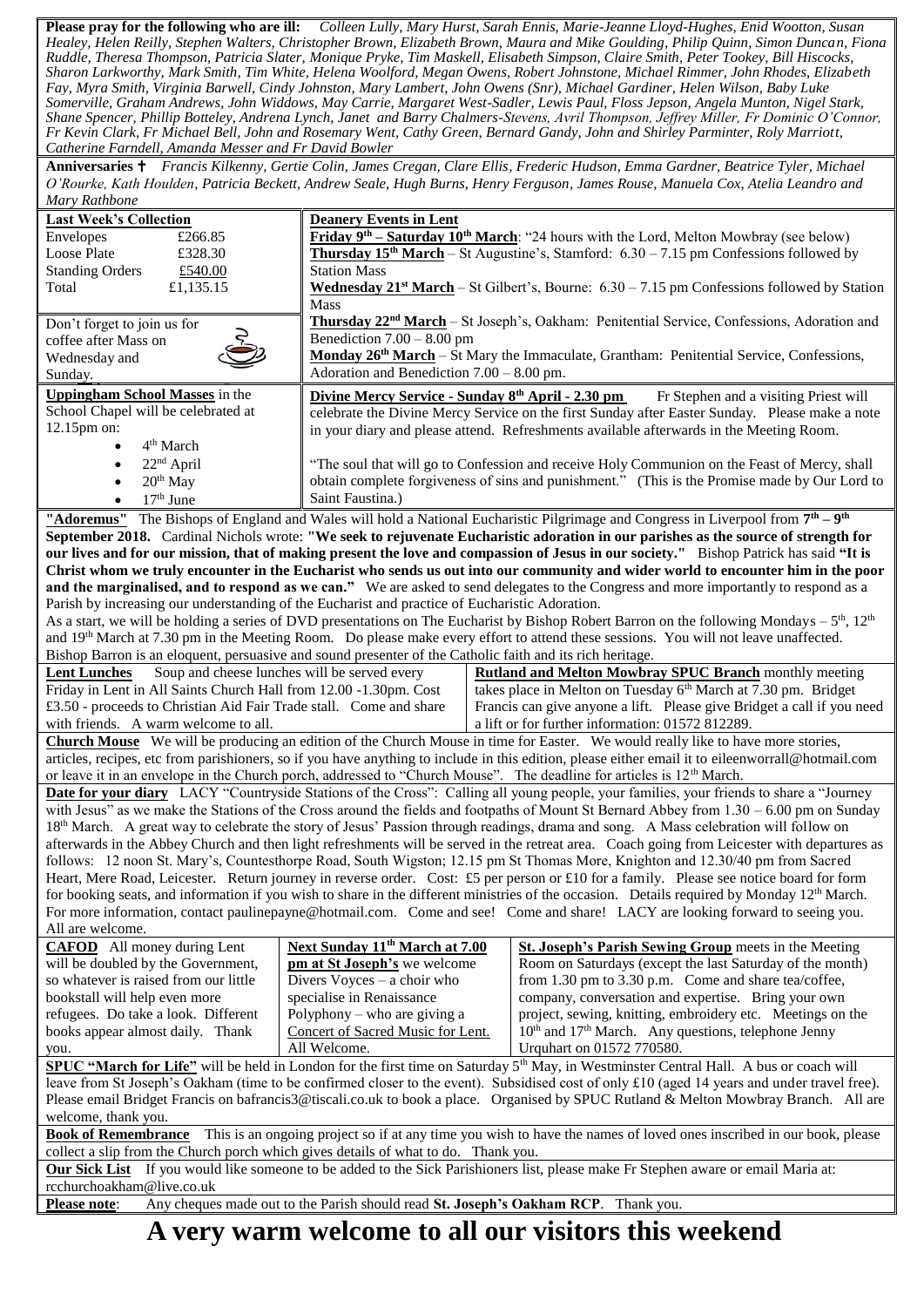**Please pray for the following who are ill:** *Colleen Lully, Mary Hurst, Sarah Ennis, Marie-Jeanne Lloyd-Hughes, Enid Wootton, Susan Healey, Helen Reilly, Stephen Walters, Christopher Brown, Elizabeth Brown, Maura and Mike Goulding, Philip Quinn, Simon Duncan, Fiona Ruddle, Theresa Thompson, Patricia Slater, Monique Pryke, Tim Maskell, Elisabeth Simpson, Claire Smith, Peter Tookey, Bill Hiscocks, Sharon Larkworthy, Mark Smith, Tim White, Helena Woolford, Megan Owens, Robert Johnstone, Michael Rimmer, John Rhodes, Elizabeth Fay, Myra Smith, Virginia Barwell, Cindy Johnston, Mary Lambert, John Owens (Snr), Michael Gardiner, Helen Wilson, Baby Luke Somerville, Graham Andrews, John Widdows, May Carrie, Margaret West-Sadler, Lewis Paul, Floss Jepson, Angela Munton, Nigel Stark, Shane Spencer, Phillip Botteley, Andrena Lynch, Janet and Barry Chalmers-Stevens, Avril Thompson, Jeffrey Miller, Fr Dominic O'Connor, Fr Kevin Clark, Fr Michael Bell, John and Rosemary Went, Cathy Green, Bernard Gandy, John and Shirley Parminter, Roly Marriott, Catherine Farndell, Amanda Messer and Fr David Bowler*

**Anniversaries ✝** *Francis Kilkenny, Gertie Colin, James Cregan, Clare Ellis, Frederic Hudson, Emma Gardner, Beatrice Tyler, Michael O'Rourke, Kath Houlden, Patricia Beckett, Andrew Seale, Hugh Burns, Henry Ferguson, James Rouse, Manuela Cox, Atelia Leandro and Mary Rathbone*

**Last Week's Collection**

| | |
|---|---|
| Envelopes | £266.85 |
| Loose Plate | £328.30 |
| Standing Orders | £540.00 |
| Total | £1,135.15 |

Don't forget to join us for coffee after Mass on Wednesday and Sunday.

**Uppingham School Masses** in the School Chapel will be celebrated at 12.15pm on:

- 4th March
- 22nd April
- 20th May
- 17th June

**Deanery Events in Lent**

**Friday 9th – Saturday 10th March**: "24 hours with the Lord, Melton Mowbray (see below)

**Thursday 15th March** – St Augustine's, Stamford: 6.30 – 7.15 pm Confessions followed by Station Mass

**Wednesday 21st March** – St Gilbert's, Bourne: 6.30 – 7.15 pm Confessions followed by Station Mass

**Thursday 22nd March** – St Joseph's, Oakham: Penitential Service, Confessions, Adoration and Benediction 7.00 – 8.00 pm

**Monday 26th March** – St Mary the Immaculate, Grantham: Penitential Service, Confessions, Adoration and Benediction 7.00 – 8.00 pm.

**Divine Mercy Service - Sunday 8th April - 2.30 pm** Fr Stephen and a visiting Priest will celebrate the Divine Mercy Service on the first Sunday after Easter Sunday. Please make a note in your diary and please attend. Refreshments available afterwards in the Meeting Room.

"The soul that will go to Confession and receive Holy Communion on the Feast of Mercy, shall obtain complete forgiveness of sins and punishment." (This is the Promise made by Our Lord to Saint Faustina.)

**"Adoremus"** The Bishops of England and Wales will hold a National Eucharistic Pilgrimage and Congress in Liverpool from **7th – 9th September 2018.** Cardinal Nichols wrote: **"We seek to rejuvenate Eucharistic adoration in our parishes as the source of strength for our lives and for our mission, that of making present the love and compassion of Jesus in our society."** Bishop Patrick has said **"It is Christ whom we truly encounter in the Eucharist who sends us out into our community and wider world to encounter him in the poor and the marginalised, and to respond as we can."** We are asked to send delegates to the Congress and more importantly to respond as a Parish by increasing our understanding of the Eucharist and practice of Eucharistic Adoration.
As a start, we will be holding a series of DVD presentations on The Eucharist by Bishop Robert Barron on the following Mondays – 5th, 12th and 19th March at 7.30 pm in the Meeting Room. Do please make every effort to attend these sessions. You will not leave unaffected. Bishop Barron is an eloquent, persuasive and sound presenter of the Catholic faith and its rich heritage.

**Lent Lunches** Soup and cheese lunches will be served every Friday in Lent in All Saints Church Hall from 12.00 -1.30pm. Cost £3.50 - proceeds to Christian Aid Fair Trade stall. Come and share with friends. A warm welcome to all.

**Rutland and Melton Mowbray SPUC Branch** monthly meeting takes place in Melton on Tuesday 6th March at 7.30 pm. Bridget Francis can give anyone a lift. Please give Bridget a call if you need a lift or for further information: 01572 812289.

**Church Mouse** We will be producing an edition of the Church Mouse in time for Easter. We would really like to have more stories, articles, recipes, etc from parishioners, so if you have anything to include in this edition, please either email it to eileenworrall@hotmail.com or leave it in an envelope in the Church porch, addressed to "Church Mouse". The deadline for articles is 12th March.

**Date for your diary** LACY "Countryside Stations of the Cross": Calling all young people, your families, your friends to share a "Journey with Jesus" as we make the Stations of the Cross around the fields and footpaths of Mount St Bernard Abbey from 1.30 – 6.00 pm on Sunday 18th March. A great way to celebrate the story of Jesus' Passion through readings, drama and song. A Mass celebration will follow on afterwards in the Abbey Church and then light refreshments will be served in the retreat area. Coach going from Leicester with departures as follows: 12 noon St. Mary's, Countesthorpe Road, South Wigston; 12.15 pm St Thomas More, Knighton and 12.30/40 pm from Sacred Heart, Mere Road, Leicester. Return journey in reverse order. Cost: £5 per person or £10 for a family. Please see notice board for form for booking seats, and information if you wish to share in the different ministries of the occasion. Details required by Monday 12th March. For more information, contact paulinepayne@hotmail.com. Come and see! Come and share! LACY are looking forward to seeing you. All are welcome.

**CAFOD** All money during Lent will be doubled by the Government, so whatever is raised from our little bookstall will help even more refugees. Do take a look. Different books appear almost daily. Thank you.

**Next Sunday 11th March at 7.00 pm at St Joseph's** we welcome Divers Voyces – a choir who specialise in Renaissance Polyphony – who are giving a Concert of Sacred Music for Lent. All Welcome.

**St. Joseph's Parish Sewing Group** meets in the Meeting Room on Saturdays (except the last Saturday of the month) from 1.30 pm to 3.30 p.m. Come and share tea/coffee, company, conversation and expertise. Bring your own project, sewing, knitting, embroidery etc. Meetings on the 10th and 17th March. Any questions, telephone Jenny Urquhart on 01572 770580.

**SPUC "March for Life"** will be held in London for the first time on Saturday 5th May, in Westminster Central Hall. A bus or coach will leave from St Joseph's Oakham (time to be confirmed closer to the event). Subsidised cost of only £10 (aged 14 years and under travel free). Please email Bridget Francis on bafrancis3@tiscali.co.uk to book a place. Organised by SPUC Rutland & Melton Mowbray Branch. All are welcome, thank you.

**Book of Remembrance** This is an ongoing project so if at any time you wish to have the names of loved ones inscribed in our book, please collect a slip from the Church porch which gives details of what to do. Thank you.

**Our Sick List** If you would like someone to be added to the Sick Parishioners list, please make Fr Stephen aware or email Maria at: rcchurchoakham@live.co.uk

**Please note**: Any cheques made out to the Parish should read **St. Joseph's Oakham RCP**. Thank you.

# A very warm welcome to all our visitors this weekend